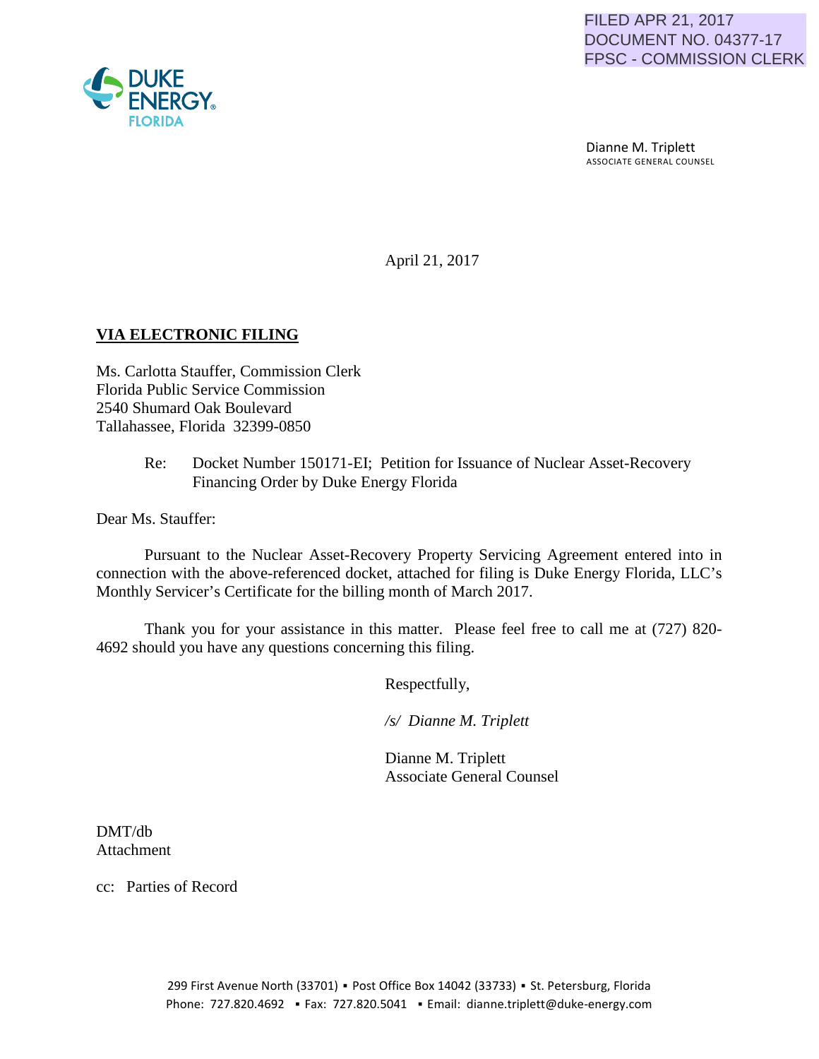FILED APR 21, 2017
DOCUMENT NO. 04377-17
FPSC - COMMISSION CLERK

DUKE ENERGY FLORIDA

Dianne M. Triplett
ASSOCIATE GENERAL COUNSEL

April 21, 2017

**VIA ELECTRONIC FILING**

Ms. Carlotta Stauffer, Commission Clerk
Florida Public Service Commission
2540 Shumard Oak Boulevard
Tallahassee, Florida 32399-0850

Re: Docket Number 150171-EI; Petition for Issuance of Nuclear Asset-Recovery Financing Order by Duke Energy Florida

Dear Ms. Stauffer:

Pursuant to the Nuclear Asset-Recovery Property Servicing Agreement entered into in connection with the above-referenced docket, attached for filing is Duke Energy Florida, LLC's Monthly Servicer's Certificate for the billing month of March 2017.

Thank you for your assistance in this matter. Please feel free to call me at (727) 820-4692 should you have any questions concerning this filing.

Respectfully,

*/s/ Dianne M. Triplett*

Dianne M. Triplett
Associate General Counsel

DMT/db
Attachment

cc: Parties of Record

299 First Avenue North (33701) ▪ Post Office Box 14042 (33733) ▪ St. Petersburg, Florida
Phone: 727.820.4692 ▪ Fax: 727.820.5041 ▪ Email: dianne.triplett@duke-energy.com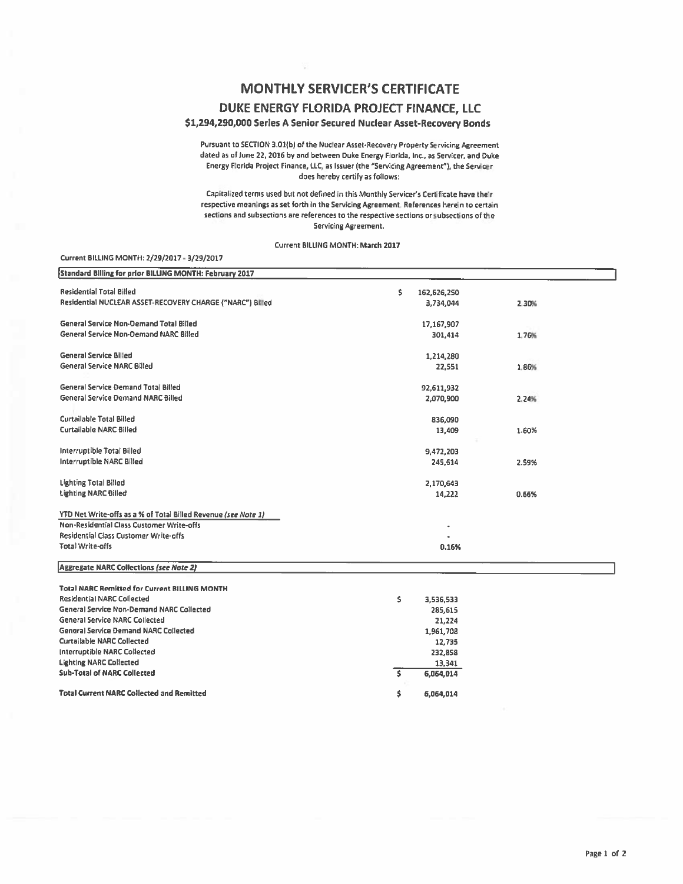# MONTHLY SERVICER'S CERTIFICATE

## DUKE ENERGY FLORIDA PROJECT FINANCE, LLC

### $1,294,290,000 Series A Senior Secured Nuclear Asset-Recovery Bonds

Pursuant to SECTION 3.01(b) of the Nuclear Asset-Recovery Property Servicing Agreement dated as of June 22, 2016 by and between Duke Energy Florida, Inc., as Servicer, and Duke Energy Florida Project Finance, LLC, as Issuer (the "Servicing Agreement"), the Servicer does hereby certify as follows:

Capitalized terms used but not defined in this Monthly Servicer's Certificate have their respective meanings as set forth in the Servicing Agreement. References herein to certain sections and subsections are references to the respective sections or subsections of the Servicing Agreement.

Current BILLING MONTH: March 2017

Current BILLING MONTH: 2/29/2017 - 3/29/2017

| Standard Billing for prior BILLING MONTH: February 2017 | | |
|---|---|---|
| Residential Total Billed | $ 162,626,250 | |
| Residential NUCLEAR ASSET-RECOVERY CHARGE ("NARC") Billed | 3,734,044 | 2.30% |
| General Service Non-Demand Total Billed | 17,167,907 | |
| General Service Non-Demand NARC Billed | 301,414 | 1.76% |
| General Service Billed | 1,214,280 | |
| General Service NARC Billed | 22,551 | 1.86% |
| General Service Demand Total Billed | 92,611,932 | |
| General Service Demand NARC Billed | 2,070,900 | 2.24% |
| Curtailable Total Billed | 836,090 | |
| Curtailable NARC Billed | 13,409 | 1.60% |
| Interruptible Total Billed | 9,472,203 | |
| Interruptible NARC Billed | 245,614 | 2.59% |
| Lighting Total Billed | 2,170,643 | |
| Lighting NARC Billed | 14,222 | 0.66% |
| **YTD Net Write-offs as a % of Total Billed Revenue** *(see Note 1)* | | |
| Non-Residential Class Customer Write-offs | - | |
| Residential Class Customer Write-offs | - | |
| Total Write-offs | 0.16% | |

| Aggregate NARC Collections *(see Note 2)* | |
|---|---|
| **Total NARC Remitted for Current BILLING MONTH** | |
| Residential NARC Collected | $ 3,536,533 |
| General Service Non-Demand NARC Collected | 285,615 |
| General Service NARC Collected | 21,224 |
| General Service Demand NARC Collected | 1,961,708 |
| Curtailable NARC Collected | 12,735 |
| Interruptible NARC Collected | 232,858 |
| Lighting NARC Collected | 13,341 |
| **Sub-Total of NARC Collected** | $ 6,064,014 |
| **Total Current NARC Collected and Remitted** | $ 6,064,014 |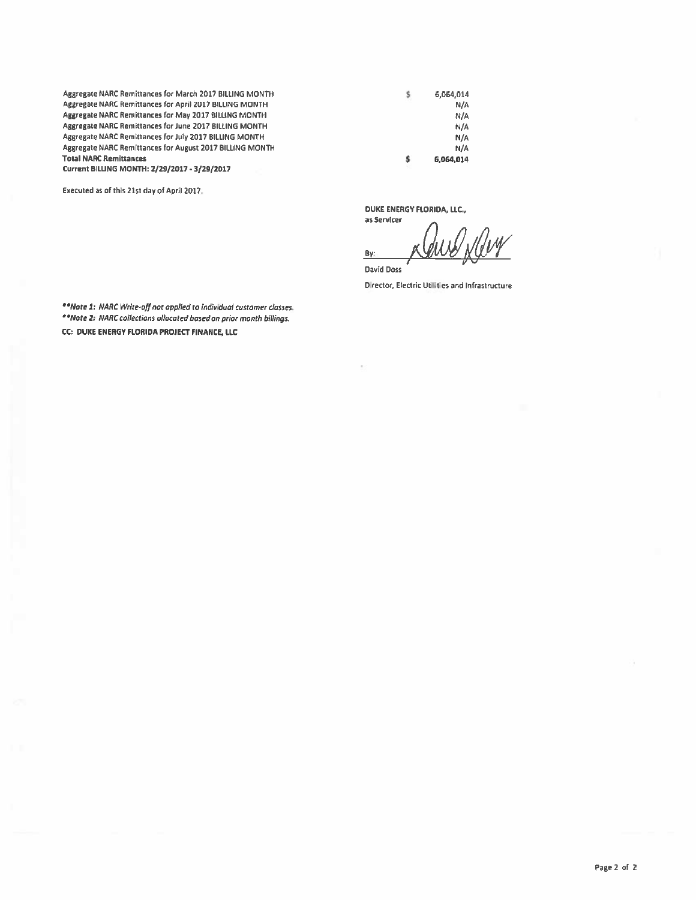| | | |
|---|---|---|
| Aggregate NARC Remittances for March 2017 BILLING MONTH | $ | 6,064,014 |
| Aggregate NARC Remittances for April 2017 BILLING MONTH | | N/A |
| Aggregate NARC Remittances for May 2017 BILLING MONTH | | N/A |
| Aggregate NARC Remittances for June 2017 BILLING MONTH | | N/A |
| Aggregate NARC Remittances for July 2017 BILLING MONTH | | N/A |
| Aggregate NARC Remittances for August 2017 BILLING MONTH | | N/A |
| **Total NARC Remittances** | $ | 6,064,014 |
| **Current BILLING MONTH: 2/29/2017 - 3/29/2017** | | |

Executed as of this 21st day of April 2017.

**DUKE ENERGY FLORIDA, LLC.,**
as Servicer

By: ______________________

David Doss

Director, Electric Utilities and Infrastructure

***\*Note 1:** NARC Write-off not applied to individual customer classes.*

***\*Note 2:** NARC collections allocated based on prior month billings.*

**CC: DUKE ENERGY FLORIDA PROJECT FINANCE, LLC**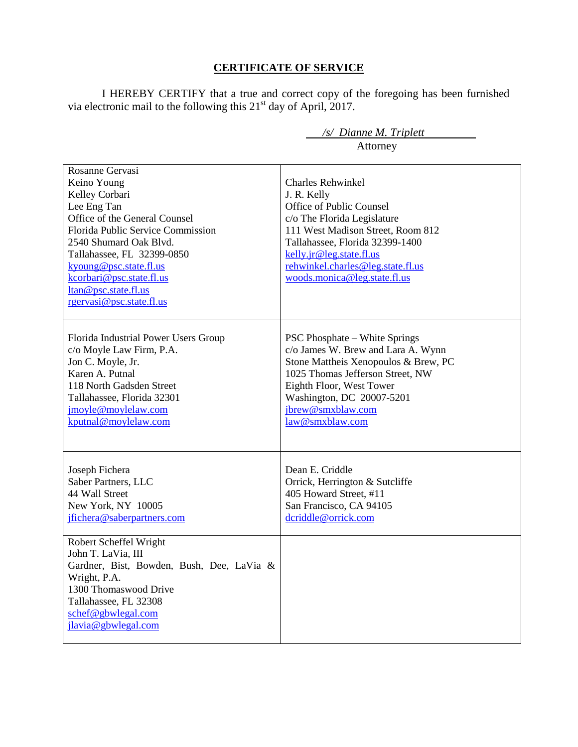## CERTIFICATE OF SERVICE

I HEREBY CERTIFY that a true and correct copy of the foregoing has been furnished via electronic mail to the following this 21st day of April, 2017.

*/s/ Dianne M. Triplett*
Attorney

| | |
|---|---|
| Rosanne Gervasi<br>Keino Young<br>Kelley Corbari<br>Lee Eng Tan<br>Office of the General Counsel<br>Florida Public Service Commission<br>2540 Shumard Oak Blvd.<br>Tallahassee, FL 32399-0850<br>kyoung@psc.state.fl.us<br>kcorbari@psc.state.fl.us<br>ltan@psc.state.fl.us<br>rgervasi@psc.state.fl.us | Charles Rehwinkel<br>J. R. Kelly<br>Office of Public Counsel<br>c/o The Florida Legislature<br>111 West Madison Street, Room 812<br>Tallahassee, Florida 32399-1400<br>kelly.jr@leg.state.fl.us<br>rehwinkel.charles@leg.state.fl.us<br>woods.monica@leg.state.fl.us |
| Florida Industrial Power Users Group<br>c/o Moyle Law Firm, P.A.<br>Jon C. Moyle, Jr.<br>Karen A. Putnal<br>118 North Gadsden Street<br>Tallahassee, Florida 32301<br>jmoyle@moylelaw.com<br>kputnal@moylelaw.com | PSC Phosphate – White Springs<br>c/o James W. Brew and Lara A. Wynn<br>Stone Mattheis Xenopoulos & Brew, PC<br>1025 Thomas Jefferson Street, NW<br>Eighth Floor, West Tower<br>Washington, DC 20007-5201<br>jbrew@smxblaw.com<br>law@smxblaw.com |
| Joseph Fichera<br>Saber Partners, LLC<br>44 Wall Street<br>New York, NY 10005<br>jfichera@saberpartners.com | Dean E. Criddle<br>Orrick, Herrington & Sutcliffe<br>405 Howard Street, #11<br>San Francisco, CA 94105<br>dcriddle@orrick.com |
| Robert Scheffel Wright<br>John T. LaVia, III<br>Gardner, Bist, Bowden, Bush, Dee, LaVia & Wright, P.A.<br>1300 Thomaswood Drive<br>Tallahassee, FL 32308<br>schef@gbwlegal.com<br>jlavia@gbwlegal.com | |